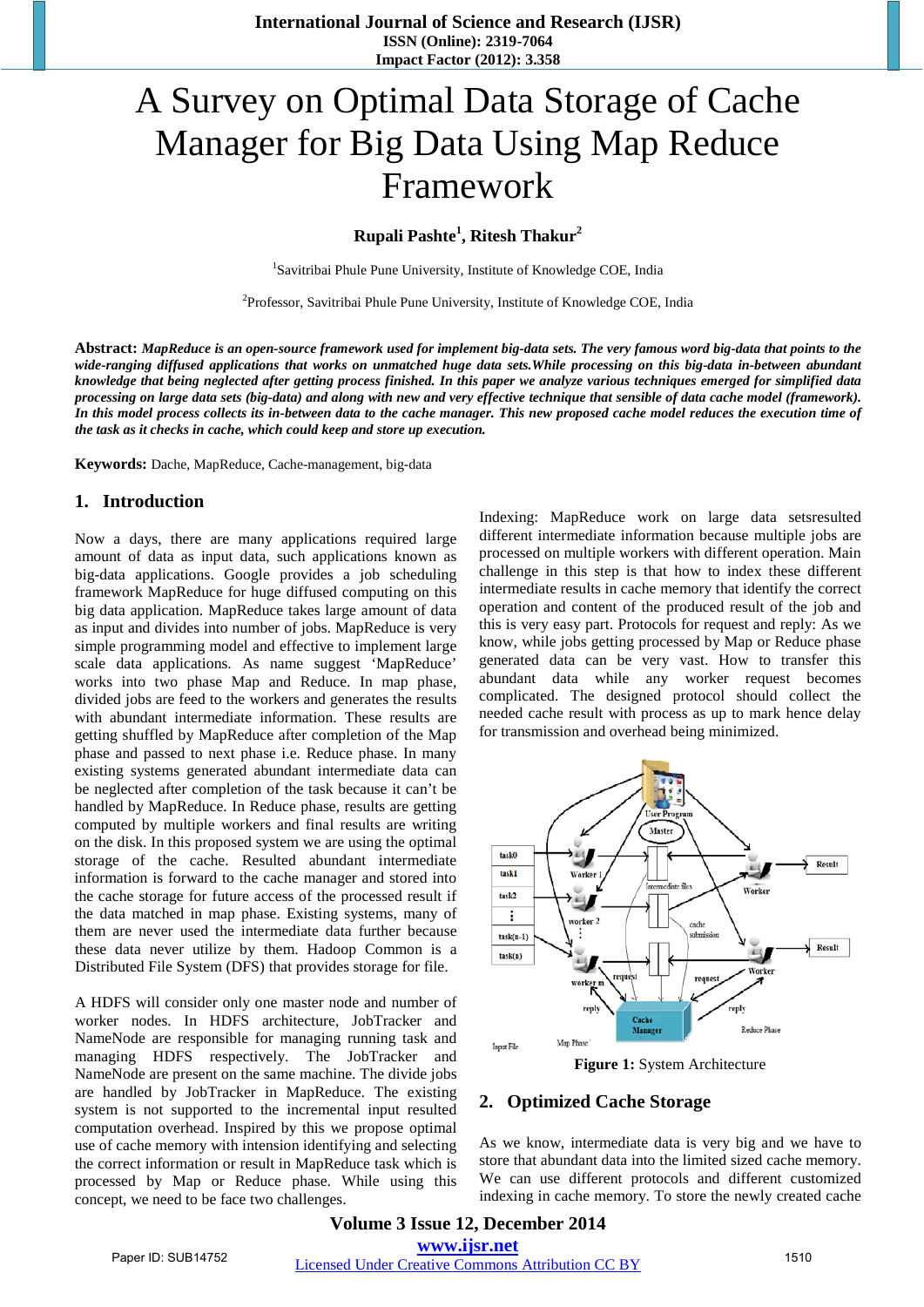# A Survey on Optimal Data Storage of Cache Manager for Big Data Using Map Reduce Framework

**Rupali Pashte[1], Ritesh Thakur[2]**

[1]Savitribai Phule Pune University, Institute of Knowledge COE, India

[2]Professor, Savitribai Phule Pune University, Institute of Knowledge COE, India

**Abstract:** ***MapReduce is an open-source framework used for implement big-data sets. The very famous word big-data that points to the wide-ranging diffused applications that works on unmatched huge data sets.While processing on this big-data in-between abundant knowledge that being neglected after getting process finished. In this paper we analyze various techniques emerged for simplified data processing on large data sets (big-data) and along with new and very effective technique that sensible of data cache model (framework). In this model process collects its in-between data to the cache manager. This new proposed cache model reduces the execution time of the task as it checks in cache, which could keep and store up execution.***

**Keywords:** Dache, MapReduce, Cache-management, big-data

## 1. Introduction

Now a days, there are many applications required large amount of data as input data, such applications known as big-data applications. Google provides a job scheduling framework MapReduce for huge diffused computing on this big data application. MapReduce takes large amount of data as input and divides into number of jobs. MapReduce is very simple programming model and effective to implement large scale data applications. As name suggest 'MapReduce' works into two phase Map and Reduce. In map phase, divided jobs are feed to the workers and generates the results with abundant intermediate information. These results are getting shuffled by MapReduce after completion of the Map phase and passed to next phase i.e. Reduce phase. In many existing systems generated abundant intermediate data can be neglected after completion of the task because it can't be handled by MapReduce. In Reduce phase, results are getting computed by multiple workers and final results are writing on the disk. In this proposed system we are using the optimal storage of the cache. Resulted abundant intermediate information is forward to the cache manager and stored into the cache storage for future access of the processed result if the data matched in map phase. Existing systems, many of them are never used the intermediate data further because these data never utilize by them. Hadoop Common is a Distributed File System (DFS) that provides storage for file.

A HDFS will consider only one master node and number of worker nodes. In HDFS architecture, JobTracker and NameNode are responsible for managing running task and managing HDFS respectively. The JobTracker and NameNode are present on the same machine. The divide jobs are handled by JobTracker in MapReduce. The existing system is not supported to the incremental input resulted computation overhead. Inspired by this we propose optimal use of cache memory with intension identifying and selecting the correct information or result in MapReduce task which is processed by Map or Reduce phase. While using this concept, we need to be face two challenges.

Indexing: MapReduce work on large data setsresulted different intermediate information because multiple jobs are processed on multiple workers with different operation. Main challenge in this step is that how to index these different intermediate results in cache memory that identify the correct operation and content of the produced result of the job and this is very easy part. Protocols for request and reply: As we know, while jobs getting processed by Map or Reduce phase generated data can be very vast. How to transfer this abundant data while any worker request becomes complicated. The designed protocol should collect the needed cache result with process as up to mark hence delay for transmission and overhead being minimized.

**Figure 1:** System Architecture

## 2. Optimized Cache Storage

As we know, intermediate data is very big and we have to store that abundant data into the limited sized cache memory. We can use different protocols and different customized indexing in cache memory. To store the newly created cache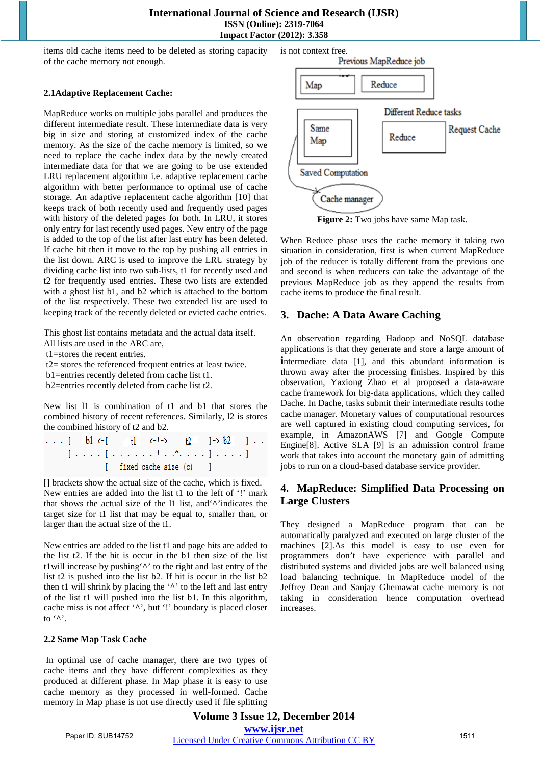items old cache items need to be deleted as storing capacity of the cache memory not enough.

### 2.1Adaptive Replacement Cache:

MapReduce works on multiple jobs parallel and produces the different intermediate result. These intermediate data is very big in size and storing at customized index of the cache memory. As the size of the cache memory is limited, so we need to replace the cache index data by the newly created intermediate data for that we are going to be use extended LRU replacement algorithm i.e. adaptive replacement cache algorithm with better performance to optimal use of cache storage. An adaptive replacement cache algorithm [10] that keeps track of both recently used and frequently used pages with history of the deleted pages for both. In LRU, it stores only entry for last recently used pages. New entry of the page is added to the top of the list after last entry has been deleted. If cache hit then it move to the top by pushing all entries in the list down. ARC is used to improve the LRU strategy by dividing cache list into two sub-lists, t1 for recently used and t2 for frequently used entries. These two lists are extended with a ghost list b1, and b2 which is attached to the bottom of the list respectively. These two extended list are used to keeping track of the recently deleted or evicted cache entries.

This ghost list contains metadata and the actual data itself.
All lists are used in the ARC are,
t1=stores the recent entries.
t2= stores the referenced frequent entries at least twice.
b1=entries recently deleted from cache list t1.
b2=entries recently deleted from cache list t2.

New list l1 is combination of t1 and b1 that stores the combined history of recent references. Similarly, l2 is stores the combined history of t2 and b2.

```
. . . [   b1 <-[     t1    <-!->    t2    ]-> b2    ] . .
      [ . . . . [ . . . . . . ! . .^. . . . ] . . . . ]
                [    fixed cache size (c)     ]
```

[] brackets show the actual size of the cache, which is fixed. New entries are added into the list t1 to the left of '!' mark that shows the actual size of the l1 list, and'^'indicates the target size for t1 list that may be equal to, smaller than, or larger than the actual size of the t1.

New entries are added to the list t1 and page hits are added to the list t2. If the hit is occur in the b1 then size of the list t1will increase by pushing'^' to the right and last entry of the list t2 is pushed into the list b2. If hit is occur in the list b2 then t1 will shrink by placing the '^' to the left and last entry of the list t1 will pushed into the list b1. In this algorithm, cache miss is not affect '^', but '!' boundary is placed closer to '^'.

### 2.2 Same Map Task Cache

In optimal use of cache manager, there are two types of cache items and they have different complexities as they produced at different phase. In Map phase it is easy to use cache memory as they processed in well-formed. Cache memory in Map phase is not use directly used if file splitting is not context free.

Previous MapReduce job: Map, Reduce; Same Map; Saved Computation; Cache manager; Different Reduce tasks: Reduce, Request Cache

**Figure 2:** Two jobs have same Map task.

When Reduce phase uses the cache memory it taking two situation in consideration, first is when current MapReduce job of the reducer is totally different from the previous one and second is when reducers can take the advantage of the previous MapReduce job as they append the results from cache items to produce the final result.

## 3. Dache: A Data Aware Caching

An observation regarding Hadoop and NoSQL database applications is that they generate and store a large amount of intermediate data [1], and this abundant information is thrown away after the processing finishes. Inspired by this observation, Yaxiong Zhao et al proposed a data-aware cache framework for big-data applications, which they called Dache. In Dache, tasks submit their intermediate results tothe cache manager. Monetary values of computational resources are well captured in existing cloud computing services, for example, in AmazonAWS [7] and Google Compute Engine[8]. Active SLA [9] is an admission control frame work that takes into account the monetary gain of admitting jobs to run on a cloud-based database service provider.

## 4. MapReduce: Simplified Data Processing on Large Clusters

They designed a MapReduce program that can be automatically paralyzed and executed on large cluster of the machines [2].As this model is easy to use even for programmers don't have experience with parallel and distributed systems and divided jobs are well balanced using load balancing technique. In MapReduce model of the Jeffrey Dean and Sanjay Ghemawat cache memory is not taking in consideration hence computation overhead increases.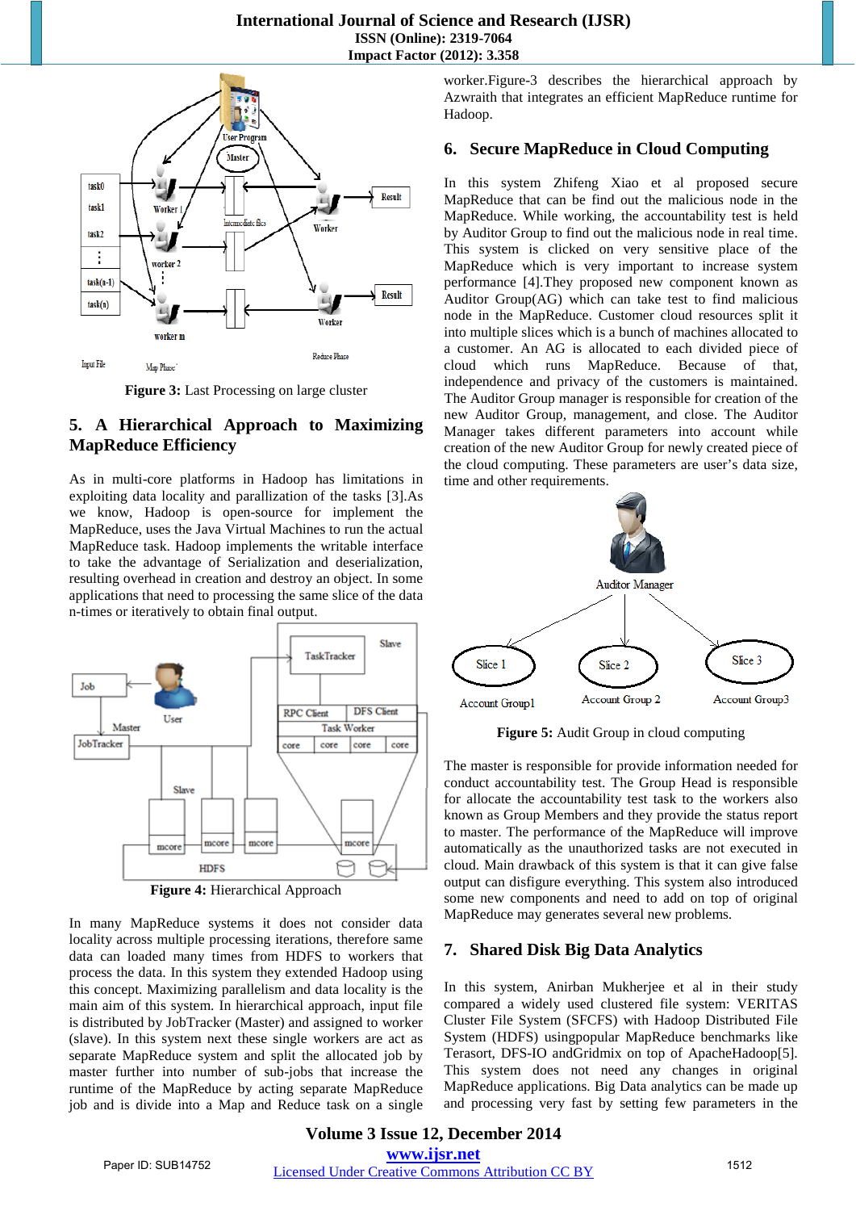**Figure 3:** Last Processing on large cluster

## 5. A Hierarchical Approach to Maximizing MapReduce Efficiency

As in multi-core platforms in Hadoop has limitations in exploiting data locality and parallization of the tasks [3].As we know, Hadoop is open-source for implement the MapReduce, uses the Java Virtual Machines to run the actual MapReduce task. Hadoop implements the writable interface to take the advantage of Serialization and deserialization, resulting overhead in creation and destroy an object. In some applications that need to processing the same slice of the data n-times or iteratively to obtain final output.

**Figure 4:** Hierarchical Approach

In many MapReduce systems it does not consider data locality across multiple processing iterations, therefore same data can loaded many times from HDFS to workers that process the data. In this system they extended Hadoop using this concept. Maximizing parallelism and data locality is the main aim of this system. In hierarchical approach, input file is distributed by JobTracker (Master) and assigned to worker (slave). In this system next these single workers are act as separate MapReduce system and split the allocated job by master further into number of sub-jobs that increase the runtime of the MapReduce by acting separate MapReduce job and is divide into a Map and Reduce task on a single worker.Figure-3 describes the hierarchical approach by Azwraith that integrates an efficient MapReduce runtime for Hadoop.

## 6. Secure MapReduce in Cloud Computing

In this system Zhifeng Xiao et al proposed secure MapReduce that can be find out the malicious node in the MapReduce. While working, the accountability test is held by Auditor Group to find out the malicious node in real time. This system is clicked on very sensitive place of the MapReduce which is very important to increase system performance [4].They proposed new component known as Auditor Group(AG) which can take test to find malicious node in the MapReduce. Customer cloud resources split it into multiple slices which is a bunch of machines allocated to a customer. An AG is allocated to each divided piece of cloud which runs MapReduce. Because of that, independence and privacy of the customers is maintained. The Auditor Group manager is responsible for creation of the new Auditor Group, management, and close. The Auditor Manager takes different parameters into account while creation of the new Auditor Group for newly created piece of the cloud computing. These parameters are user's data size, time and other requirements.

**Figure 5:** Audit Group in cloud computing

The master is responsible for provide information needed for conduct accountability test. The Group Head is responsible for allocate the accountability test task to the workers also known as Group Members and they provide the status report to master. The performance of the MapReduce will improve automatically as the unauthorized tasks are not executed in cloud. Main drawback of this system is that it can give false output can disfigure everything. This system also introduced some new components and need to add on top of original MapReduce may generates several new problems.

## 7. Shared Disk Big Data Analytics

In this system, Anirban Mukherjee et al in their study compared a widely used clustered file system: VERITAS Cluster File System (SFCFS) with Hadoop Distributed File System (HDFS) usingpopular MapReduce benchmarks like Terasort, DFS-IO andGridmix on top of ApacheHadoop[5]. This system does not need any changes in original MapReduce applications. Big Data analytics can be made up and processing very fast by setting few parameters in the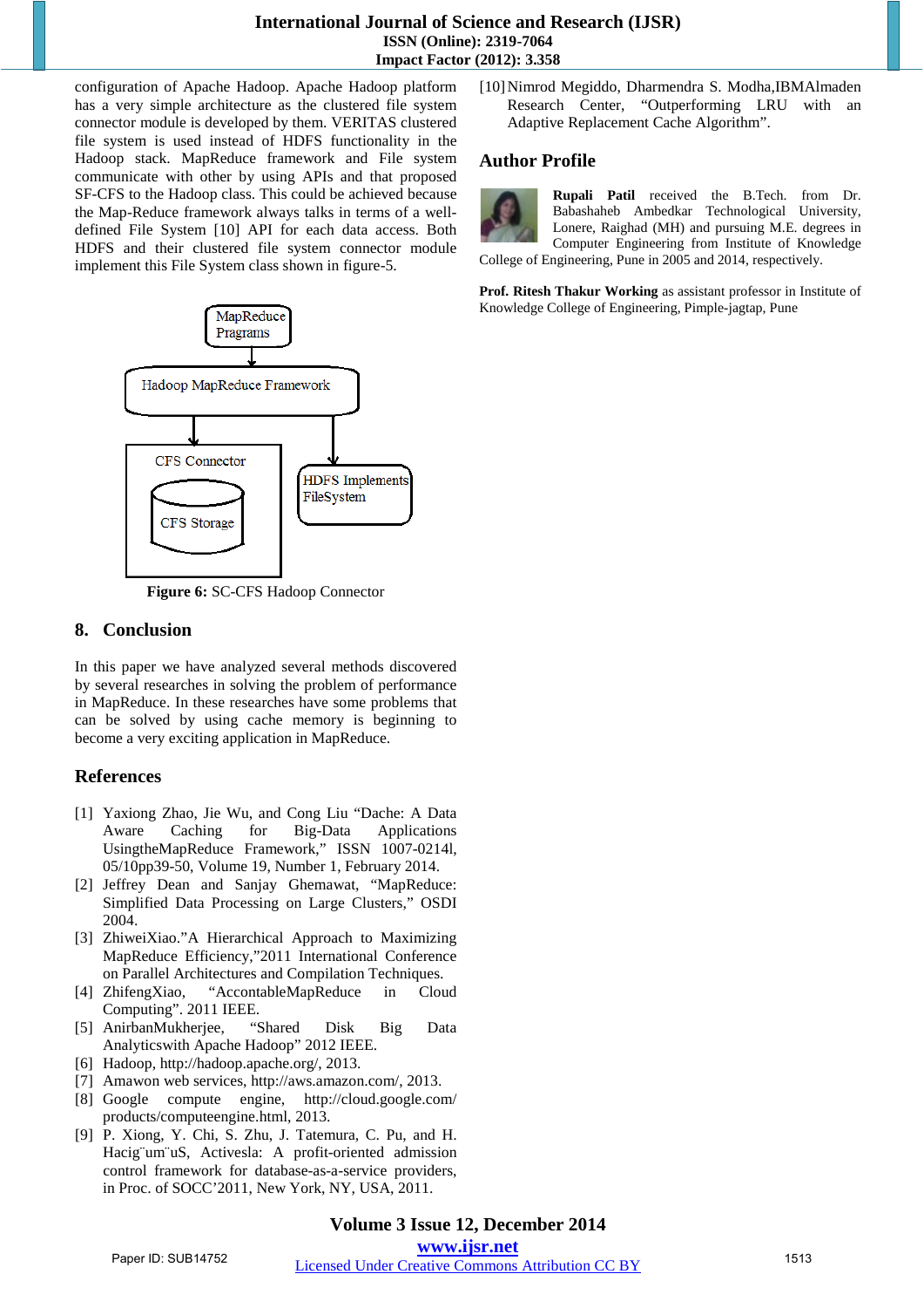configuration of Apache Hadoop. Apache Hadoop platform has a very simple architecture as the clustered file system connector module is developed by them. VERITAS clustered file system is used instead of HDFS functionality in the Hadoop stack. MapReduce framework and File system communicate with other by using APIs and that proposed SF-CFS to the Hadoop class. This could be achieved because the Map-Reduce framework always talks in terms of a well-defined File System [10] API for each data access. Both HDFS and their clustered file system connector module implement this File System class shown in figure-5.

MapReduce Pragrams

Hadoop MapReduce Framework

CFS Connector

CFS Storage

HDFS Implements FileSystem

**Figure 6:** SC-CFS Hadoop Connector

## 8. Conclusion

In this paper we have analyzed several methods discovered by several researches in solving the problem of performance in MapReduce. In these researches have some problems that can be solved by using cache memory is beginning to become a very exciting application in MapReduce.

## References

[1] Yaxiong Zhao, Jie Wu, and Cong Liu "Dache: A Data Aware Caching for Big-Data Applications UsingtheMapReduce Framework," ISSN 1007-0214l, 05/10pp39-50, Volume 19, Number 1, February 2014.

[2] Jeffrey Dean and Sanjay Ghemawat, "MapReduce: Simplified Data Processing on Large Clusters," OSDI 2004.

[3] ZhiweiXiao."A Hierarchical Approach to Maximizing MapReduce Efficiency,"2011 International Conference on Parallel Architectures and Compilation Techniques.

[4] ZhifengXiao, "AccontableMapReduce in Cloud Computing". 2011 IEEE.

[5] AnirbanMukherjee, "Shared Disk Big Data Analyticswith Apache Hadoop" 2012 IEEE.

[6] Hadoop, http://hadoop.apache.org/, 2013.

[7] Amawon web services, http://aws.amazon.com/, 2013.

[8] Google compute engine, http://cloud.google.com/products/computeengine.html, 2013.

[9] P. Xiong, Y. Chi, S. Zhu, J. Tatemura, C. Pu, and H. Hacig¨um¨uS, Activesla: A profit-oriented admission control framework for database-as-a-service providers, in Proc. of SOCC'2011, New York, NY, USA, 2011.

[10] Nimrod Megiddo, Dharmendra S. Modha,IBMAlmaden Research Center, "Outperforming LRU with an Adaptive Replacement Cache Algorithm".

## Author Profile

**Rupali Patil** received the B.Tech. from Dr. Babashaheb Ambedkar Technological University, Lonere, Raighad (MH) and pursuing M.E. degrees in Computer Engineering from Institute of Knowledge College of Engineering, Pune in 2005 and 2014, respectively.

**Prof. Ritesh Thakur Working** as assistant professor in Institute of Knowledge College of Engineering, Pimple-jagtap, Pune